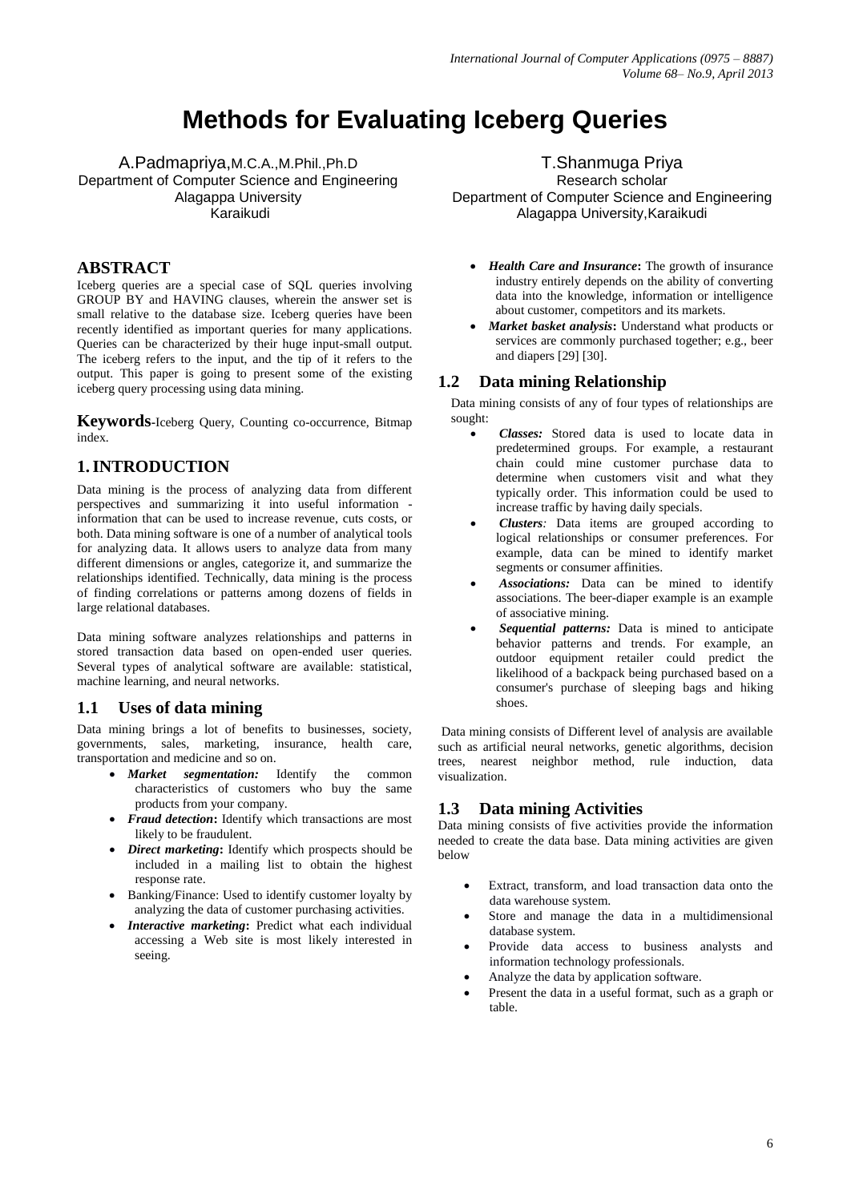# Methods for Evaluating Iceberg Queries

A.Padmapriya,M.C.A.,M.Phil.,Ph.D
Department of Computer Science and Engineering
Alagappa University
Karaikudi

T.Shanmuga Priya
Research scholar
Department of Computer Science and Engineering
Alagappa University,Karaikudi

## ABSTRACT

Iceberg queries are a special case of SQL queries involving GROUP BY and HAVING clauses, wherein the answer set is small relative to the database size. Iceberg queries have been recently identified as important queries for many applications. Queries can be characterized by their huge input-small output. The iceberg refers to the input, and the tip of it refers to the output. This paper is going to present some of the existing iceberg query processing using data mining.

**Keywords**-Iceberg Query, Counting co-occurrence, Bitmap index.

## 1. INTRODUCTION

Data mining is the process of analyzing data from different perspectives and summarizing it into useful information - information that can be used to increase revenue, cuts costs, or both. Data mining software is one of a number of analytical tools for analyzing data. It allows users to analyze data from many different dimensions or angles, categorize it, and summarize the relationships identified. Technically, data mining is the process of finding correlations or patterns among dozens of fields in large relational databases.

Data mining software analyzes relationships and patterns in stored transaction data based on open-ended user queries. Several types of analytical software are available: statistical, machine learning, and neural networks.

### 1.1 Uses of data mining

Data mining brings a lot of benefits to businesses, society, governments, sales, marketing, insurance, health care, transportation and medicine and so on.

- ***Market segmentation:*** Identify the common characteristics of customers who buy the same products from your company.
- ***Fraud detection*:** Identify which transactions are most likely to be fraudulent.
- ***Direct marketing*:** Identify which prospects should be included in a mailing list to obtain the highest response rate.
- Banking/Finance: Used to identify customer loyalty by analyzing the data of customer purchasing activities.
- ***Interactive marketing*:** Predict what each individual accessing a Web site is most likely interested in seeing.
- ***Health Care and Insurance*:** The growth of insurance industry entirely depends on the ability of converting data into the knowledge, information or intelligence about customer, competitors and its markets.
- ***Market basket analysis*:** Understand what products or services are commonly purchased together; e.g., beer and diapers [29] [30].

### 1.2 Data mining Relationship

Data mining consists of any of four types of relationships are sought:

- ***Classes:*** Stored data is used to locate data in predetermined groups. For example, a restaurant chain could mine customer purchase data to determine when customers visit and what they typically order. This information could be used to increase traffic by having daily specials.
- ***Clusters**:* Data items are grouped according to logical relationships or consumer preferences. For example, data can be mined to identify market segments or consumer affinities.
- ***Associations:*** Data can be mined to identify associations. The beer-diaper example is an example of associative mining.
- ***Sequential patterns:*** Data is mined to anticipate behavior patterns and trends. For example, an outdoor equipment retailer could predict the likelihood of a backpack being purchased based on a consumer's purchase of sleeping bags and hiking shoes.

Data mining consists of Different level of analysis are available such as artificial neural networks, genetic algorithms, decision trees, nearest neighbor method, rule induction, data visualization.

### 1.3 Data mining Activities

Data mining consists of five activities provide the information needed to create the data base. Data mining activities are given below

- Extract, transform, and load transaction data onto the data warehouse system.
- Store and manage the data in a multidimensional database system.
- Provide data access to business analysts and information technology professionals.
- Analyze the data by application software.
- Present the data in a useful format, such as a graph or table.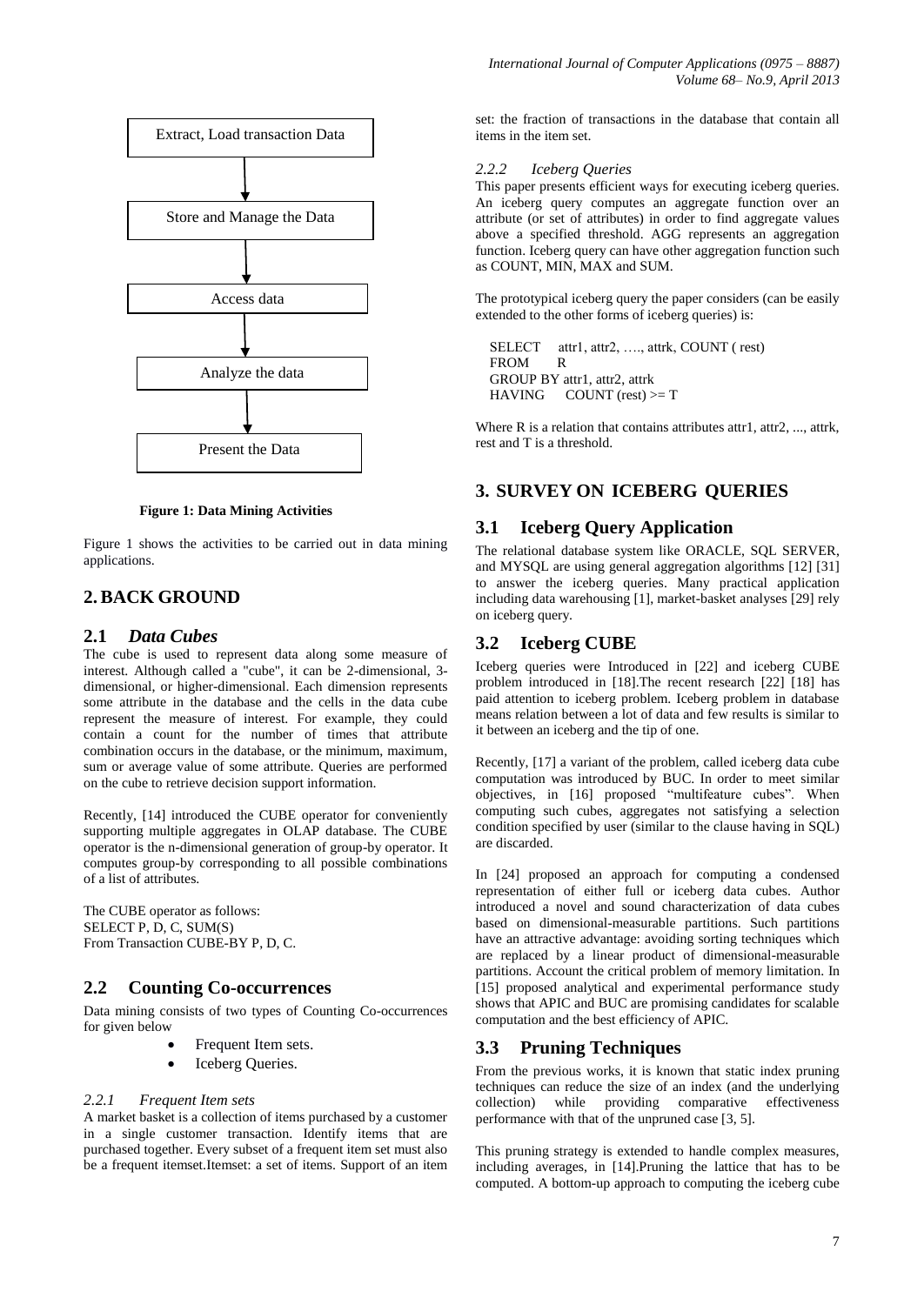Extract, Load transaction Data

↓

Store and Manage the Data

↓

Access data

↓

Analyze the data

↓

Present the Data

**Figure 1: Data Mining Activities**

Figure 1 shows the activities to be carried out in data mining applications.

## 2. BACK GROUND

### 2.1 *Data Cubes*

The cube is used to represent data along some measure of interest. Although called a "cube", it can be 2-dimensional, 3-dimensional, or higher-dimensional. Each dimension represents some attribute in the database and the cells in the data cube represent the measure of interest. For example, they could contain a count for the number of times that attribute combination occurs in the database, or the minimum, maximum, sum or average value of some attribute. Queries are performed on the cube to retrieve decision support information.

Recently, [14] introduced the CUBE operator for conveniently supporting multiple aggregates in OLAP database. The CUBE operator is the n-dimensional generation of group-by operator. It computes group-by corresponding to all possible combinations of a list of attributes.

The CUBE operator as follows:
SELECT P, D, C, SUM(S)
From Transaction CUBE-BY P, D, C.

### 2.2 Counting Co-occurrences

Data mining consists of two types of Counting Co-occurrences for given below

- Frequent Item sets.
- Iceberg Queries.

#### *2.2.1 Frequent Item sets*

A market basket is a collection of items purchased by a customer in a single customer transaction. Identify items that are purchased together. Every subset of a frequent item set must also be a frequent itemset.Itemset: a set of items. Support of an item set: the fraction of transactions in the database that contain all items in the item set.

#### *2.2.2 Iceberg Queries*

This paper presents efficient ways for executing iceberg queries. An iceberg query computes an aggregate function over an attribute (or set of attributes) in order to find aggregate values above a specified threshold. AGG represents an aggregation function. Iceberg query can have other aggregation function such as COUNT, MIN, MAX and SUM.

The prototypical iceberg query the paper considers (can be easily extended to the other forms of iceberg queries) is:

```
SELECT    attr1, attr2, …., attrk, COUNT ( rest)
FROM      R
GROUP BY attr1, attr2, attrk
HAVING    COUNT (rest) >= T
```

Where R is a relation that contains attributes attr1, attr2, ..., attrk, rest and T is a threshold.

## 3. SURVEY ON ICEBERG QUERIES

### 3.1 Iceberg Query Application

The relational database system like ORACLE, SQL SERVER, and MYSQL are using general aggregation algorithms [12] [31] to answer the iceberg queries. Many practical application including data warehousing [1], market-basket analyses [29] rely on iceberg query.

### 3.2 Iceberg CUBE

Iceberg queries were Introduced in [22] and iceberg CUBE problem introduced in [18].The recent research [22] [18] has paid attention to iceberg problem. Iceberg problem in database means relation between a lot of data and few results is similar to it between an iceberg and the tip of one.

Recently, [17] a variant of the problem, called iceberg data cube computation was introduced by BUC. In order to meet similar objectives, in [16] proposed "multifeature cubes". When computing such cubes, aggregates not satisfying a selection condition specified by user (similar to the clause having in SQL) are discarded.

In [24] proposed an approach for computing a condensed representation of either full or iceberg data cubes. Author introduced a novel and sound characterization of data cubes based on dimensional-measurable partitions. Such partitions have an attractive advantage: avoiding sorting techniques which are replaced by a linear product of dimensional-measurable partitions. Account the critical problem of memory limitation. In [15] proposed analytical and experimental performance study shows that APIC and BUC are promising candidates for scalable computation and the best efficiency of APIC.

### 3.3 Pruning Techniques

From the previous works, it is known that static index pruning techniques can reduce the size of an index (and the underlying collection) while providing comparative effectiveness performance with that of the unpruned case [3, 5].

This pruning strategy is extended to handle complex measures, including averages, in [14].Pruning the lattice that has to be computed. A bottom-up approach to computing the iceberg cube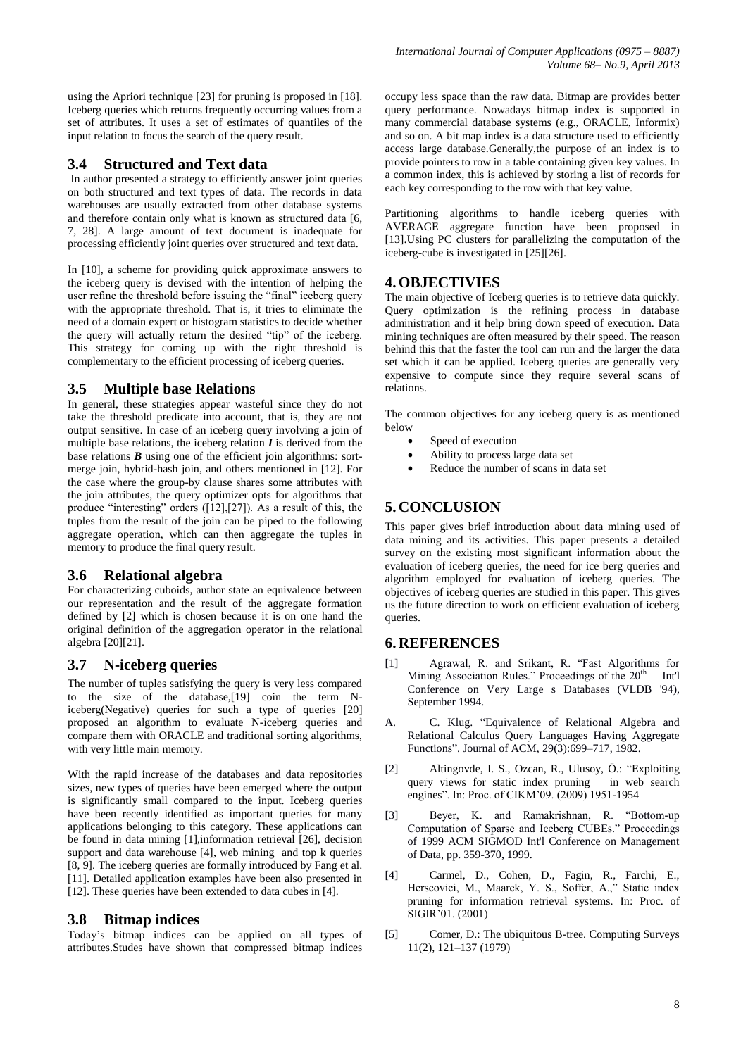using the Apriori technique [23] for pruning is proposed in [18]. Iceberg queries which returns frequently occurring values from a set of attributes. It uses a set of estimates of quantiles of the input relation to focus the search of the query result.

### 3.4 Structured and Text data

In author presented a strategy to efficiently answer joint queries on both structured and text types of data. The records in data warehouses are usually extracted from other database systems and therefore contain only what is known as structured data [6, 7, 28]. A large amount of text document is inadequate for processing efficiently joint queries over structured and text data.

In [10], a scheme for providing quick approximate answers to the iceberg query is devised with the intention of helping the user refine the threshold before issuing the "final" iceberg query with the appropriate threshold. That is, it tries to eliminate the need of a domain expert or histogram statistics to decide whether the query will actually return the desired "tip" of the iceberg. This strategy for coming up with the right threshold is complementary to the efficient processing of iceberg queries.

### 3.5 Multiple base Relations

In general, these strategies appear wasteful since they do not take the threshold predicate into account, that is, they are not output sensitive. In case of an iceberg query involving a join of multiple base relations, the iceberg relation ***I*** is derived from the base relations ***B*** using one of the efficient join algorithms: sort-merge join, hybrid-hash join, and others mentioned in [12]. For the case where the group-by clause shares some attributes with the join attributes, the query optimizer opts for algorithms that produce "interesting" orders ([12],[27]). As a result of this, the tuples from the result of the join can be piped to the following aggregate operation, which can then aggregate the tuples in memory to produce the final query result.

### 3.6 Relational algebra

For characterizing cuboids, author state an equivalence between our representation and the result of the aggregate formation defined by [2] which is chosen because it is on one hand the original definition of the aggregation operator in the relational algebra [20][21].

### 3.7 N-iceberg queries

The number of tuples satisfying the query is very less compared to the size of the database,[19] coin the term N-iceberg(Negative) queries for such a type of queries [20] proposed an algorithm to evaluate N-iceberg queries and compare them with ORACLE and traditional sorting algorithms, with very little main memory.

With the rapid increase of the databases and data repositories sizes, new types of queries have been emerged where the output is significantly small compared to the input. Iceberg queries have been recently identified as important queries for many applications belonging to this category. These applications can be found in data mining [1],information retrieval [26], decision support and data warehouse [4], web mining and top k queries [8, 9]. The iceberg queries are formally introduced by Fang et al. [11]. Detailed application examples have been also presented in [12]. These queries have been extended to data cubes in [4].

### 3.8 Bitmap indices

Today's bitmap indices can be applied on all types of attributes.Studes have shown that compressed bitmap indices occupy less space than the raw data. Bitmap are provides better query performance. Nowadays bitmap index is supported in many commercial database systems (e.g., ORACLE, Informix) and so on. A bit map index is a data structure used to efficiently access large database.Generally,the purpose of an index is to provide pointers to row in a table containing given key values. In a common index, this is achieved by storing a list of records for each key corresponding to the row with that key value.

Partitioning algorithms to handle iceberg queries with AVERAGE aggregate function have been proposed in [13].Using PC clusters for parallelizing the computation of the iceberg-cube is investigated in [25][26].

## 4. OBJECTIVIES

The main objective of Iceberg queries is to retrieve data quickly. Query optimization is the refining process in database administration and it help bring down speed of execution. Data mining techniques are often measured by their speed. The reason behind this that the faster the tool can run and the larger the data set which it can be applied. Iceberg queries are generally very expensive to compute since they require several scans of relations.

The common objectives for any iceberg query is as mentioned below

- Speed of execution
- Ability to process large data set
- Reduce the number of scans in data set

## 5. CONCLUSION

This paper gives brief introduction about data mining used of data mining and its activities. This paper presents a detailed survey on the existing most significant information about the evaluation of iceberg queries, the need for ice berg queries and algorithm employed for evaluation of iceberg queries. The objectives of iceberg queries are studied in this paper. This gives us the future direction to work on efficient evaluation of iceberg queries.

## 6. REFERENCES

[1] Agrawal, R. and Srikant, R. "Fast Algorithms for Mining Association Rules." Proceedings of the 20th Int'l Conference on Very Large s Databases (VLDB '94), September 1994.

A. C. Klug. "Equivalence of Relational Algebra and Relational Calculus Query Languages Having Aggregate Functions". Journal of ACM, 29(3):699–717, 1982.

[2] Altingovde, I. S., Ozcan, R., Ulusoy, Ö.: "Exploiting query views for static index pruning in web search engines". In: Proc. of CIKM'09. (2009) 1951-1954

[3] Beyer, K. and Ramakrishnan, R. "Bottom-up Computation of Sparse and Iceberg CUBEs." Proceedings of 1999 ACM SIGMOD Int'l Conference on Management of Data, pp. 359-370, 1999.

[4] Carmel, D., Cohen, D., Fagin, R., Farchi, E., Herscovici, M., Maarek, Y. S., Soffer, A.," Static index pruning for information retrieval systems. In: Proc. of SIGIR'01. (2001)

[5] Comer, D.: The ubiquitous B-tree. Computing Surveys 11(2), 121–137 (1979)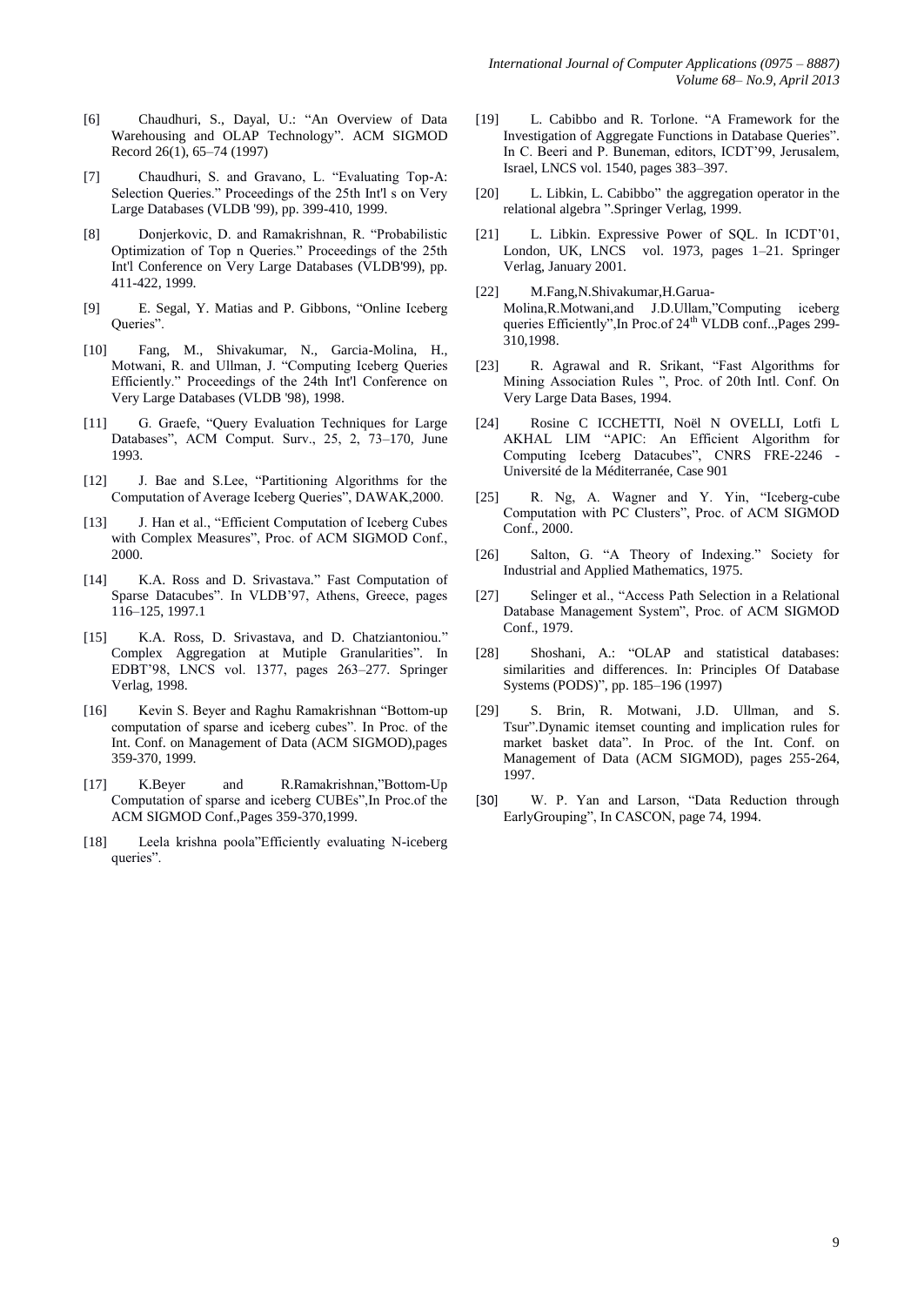[6] Chaudhuri, S., Dayal, U.: "An Overview of Data Warehousing and OLAP Technology". ACM SIGMOD Record 26(1), 65–74 (1997)

[7] Chaudhuri, S. and Gravano, L. "Evaluating Top-A: Selection Queries." Proceedings of the 25th Int'l s on Very Large Databases (VLDB '99), pp. 399-410, 1999.

[8] Donjerkovic, D. and Ramakrishnan, R. "Probabilistic Optimization of Top n Queries." Proceedings of the 25th Int'l Conference on Very Large Databases (VLDB'99), pp. 411-422, 1999.

[9] E. Segal, Y. Matias and P. Gibbons, "Online Iceberg Queries".

[10] Fang, M., Shivakumar, N., Garcia-Molina, H., Motwani, R. and Ullman, J. "Computing Iceberg Queries Efficiently." Proceedings of the 24th Int'l Conference on Very Large Databases (VLDB '98), 1998.

[11] G. Graefe, "Query Evaluation Techniques for Large Databases", ACM Comput. Surv., 25, 2, 73–170, June 1993.

[12] J. Bae and S.Lee, "Partitioning Algorithms for the Computation of Average Iceberg Queries", DAWAK,2000.

[13] J. Han et al., "Efficient Computation of Iceberg Cubes with Complex Measures", Proc. of ACM SIGMOD Conf., 2000.

[14] K.A. Ross and D. Srivastava." Fast Computation of Sparse Datacubes". In VLDB'97, Athens, Greece, pages 116–125, 1997.1

[15] K.A. Ross, D. Srivastava, and D. Chatziantoniou." Complex Aggregation at Mutiple Granularities". In EDBT'98, LNCS vol. 1377, pages 263–277. Springer Verlag, 1998.

[16] Kevin S. Beyer and Raghu Ramakrishnan "Bottom-up computation of sparse and iceberg cubes". In Proc. of the Int. Conf. on Management of Data (ACM SIGMOD),pages 359-370, 1999.

[17] K.Beyer and R.Ramakrishnan,"Bottom-Up Computation of sparse and iceberg CUBEs",In Proc.of the ACM SIGMOD Conf.,Pages 359-370,1999.

[18] Leela krishna poola"Efficiently evaluating N-iceberg queries".

[19] L. Cabibbo and R. Torlone. "A Framework for the Investigation of Aggregate Functions in Database Queries". In C. Beeri and P. Buneman, editors, ICDT'99, Jerusalem, Israel, LNCS vol. 1540, pages 383–397.

[20] L. Libkin, L. Cabibbo" the aggregation operator in the relational algebra ".Springer Verlag, 1999.

[21] L. Libkin. Expressive Power of SQL. In ICDT'01, London, UK, LNCS vol. 1973, pages 1–21. Springer Verlag, January 2001.

[22] M.Fang,N.Shivakumar,H.Garua-Molina,R.Motwani,and J.D.Ullam,"Computing iceberg queries Efficiently",In Proc.of 24th VLDB conf..,Pages 299-310,1998.

[23] R. Agrawal and R. Srikant, "Fast Algorithms for Mining Association Rules ", Proc. of 20th Intl. Conf. On Very Large Data Bases, 1994.

[24] Rosine C ICCHETTI, Noël N OVELLI, Lotfi L AKHAL LIM "APIC: An Efficient Algorithm for Computing Iceberg Datacubes", CNRS FRE-2246 - Université de la Méditerranée, Case 901

[25] R. Ng, A. Wagner and Y. Yin, "Iceberg-cube Computation with PC Clusters", Proc. of ACM SIGMOD Conf., 2000.

[26] Salton, G. "A Theory of Indexing." Society for Industrial and Applied Mathematics, 1975.

[27] Selinger et al., "Access Path Selection in a Relational Database Management System", Proc. of ACM SIGMOD Conf., 1979.

[28] Shoshani, A.: "OLAP and statistical databases: similarities and differences. In: Principles Of Database Systems (PODS)", pp. 185–196 (1997)

[29] S. Brin, R. Motwani, J.D. Ullman, and S. Tsur".Dynamic itemset counting and implication rules for market basket data". In Proc. of the Int. Conf. on Management of Data (ACM SIGMOD), pages 255-264, 1997.

[30] W. P. Yan and Larson, "Data Reduction through EarlyGrouping", In CASCON, page 74, 1994.